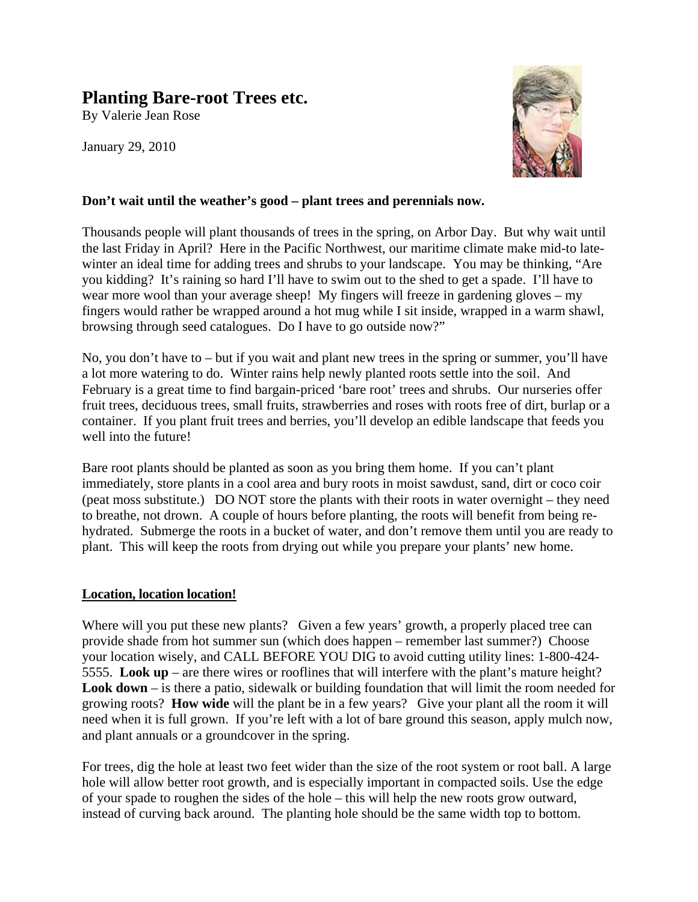# Planting Bare-root Trees etc.

By Valerie Jean Rose

January 29, 2010

**Don't wait until the weather's good – plant trees and perennials now.**

Thousands people will plant thousands of trees in the spring, on Arbor Day. But why wait until the last Friday in April? Here in the Pacific Northwest, our maritime climate make mid-to late-winter an ideal time for adding trees and shrubs to your landscape. You may be thinking, "Are you kidding? It's raining so hard I'll have to swim out to the shed to get a spade. I'll have to wear more wool than your average sheep! My fingers will freeze in gardening gloves – my fingers would rather be wrapped around a hot mug while I sit inside, wrapped in a warm shawl, browsing through seed catalogues. Do I have to go outside now?"

No, you don't have to – but if you wait and plant new trees in the spring or summer, you'll have a lot more watering to do. Winter rains help newly planted roots settle into the soil. And February is a great time to find bargain-priced 'bare root' trees and shrubs. Our nurseries offer fruit trees, deciduous trees, small fruits, strawberries and roses with roots free of dirt, burlap or a container. If you plant fruit trees and berries, you'll develop an edible landscape that feeds you well into the future!

Bare root plants should be planted as soon as you bring them home. If you can't plant immediately, store plants in a cool area and bury roots in moist sawdust, sand, dirt or coco coir (peat moss substitute.) DO NOT store the plants with their roots in water overnight – they need to breathe, not drown. A couple of hours before planting, the roots will benefit from being re-hydrated. Submerge the roots in a bucket of water, and don't remove them until you are ready to plant. This will keep the roots from drying out while you prepare your plants' new home.

## Location, location location!

Where will you put these new plants? Given a few years' growth, a properly placed tree can provide shade from hot summer sun (which does happen – remember last summer?) Choose your location wisely, and CALL BEFORE YOU DIG to avoid cutting utility lines: 1-800-424-5555. **Look up** – are there wires or rooflines that will interfere with the plant's mature height? **Look down** – is there a patio, sidewalk or building foundation that will limit the room needed for growing roots? **How wide** will the plant be in a few years? Give your plant all the room it will need when it is full grown. If you're left with a lot of bare ground this season, apply mulch now, and plant annuals or a groundcover in the spring.

For trees, dig the hole at least two feet wider than the size of the root system or root ball. A large hole will allow better root growth, and is especially important in compacted soils. Use the edge of your spade to roughen the sides of the hole – this will help the new roots grow outward, instead of curving back around. The planting hole should be the same width top to bottom.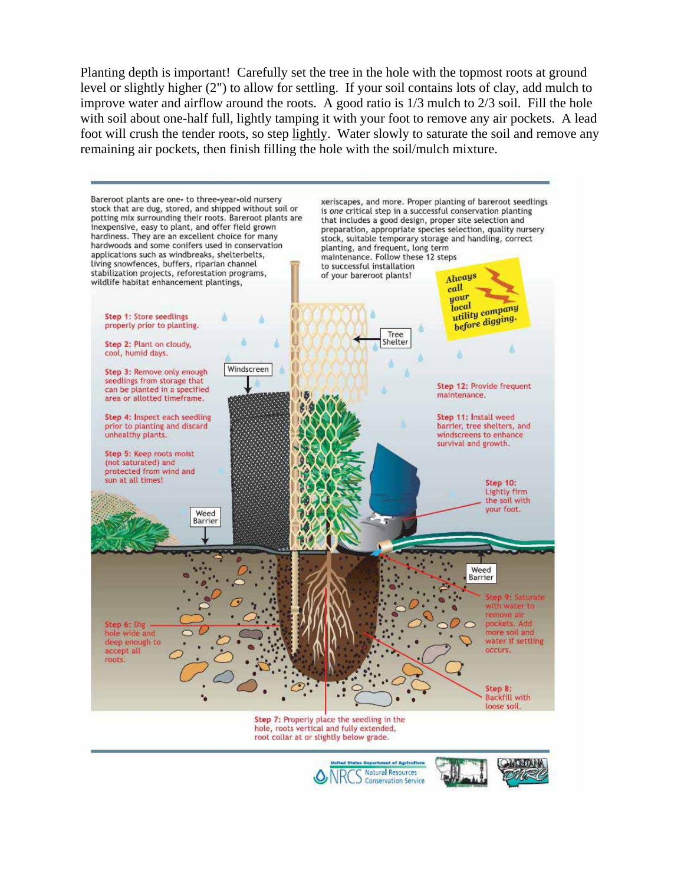Planting depth is important! Carefully set the tree in the hole with the topmost roots at ground level or slightly higher (2") to allow for settling. If your soil contains lots of clay, add mulch to improve water and airflow around the roots. A good ratio is 1/3 mulch to 2/3 soil. Fill the hole with soil about one-half full, lightly tamping it with your foot to remove any air pockets. A lead foot will crush the tender roots, so step lightly. Water slowly to saturate the soil and remove any remaining air pockets, then finish filling the hole with the soil/mulch mixture.

Bareroot plants are one- to three-year-old nursery stock that are dug, stored, and shipped without soil or potting mix surrounding their roots. Bareroot plants are inexpensive, easy to plant, and offer field grown hardiness. They are an excellent choice for many hardwoods and some conifers used in conservation applications such as windbreaks, shelterbelts, living snowfences, buffers, riparian channel stabilization projects, reforestation programs, wildlife habitat enhancement plantings, xeriscapes, and more. Proper planting of bareroot seedlings is *one* critical step in a successful conservation planting that includes a good design, proper site selection and preparation, appropriate species selection, quality nursery stock, suitable temporary storage and handling, correct planting, and frequent, long term maintenance. Follow these 12 steps to successful installation of your bareroot plants!

*Always call your local utility company before digging.*

Step 1: Store seedlings properly prior to planting.

Step 2: Plant on cloudy, cool, humid days.

Step 3: Remove only enough seedlings from storage that can be planted in a specified area or allotted timeframe.

Step 4: Inspect each seedling prior to planting and discard unhealthy plants.

Step 5: Keep roots moist (not saturated) and protected from wind and sun at all times!

Step 6: Dig hole wide and deep enough to accept all roots.

Step 7: Properly place the seedling in the hole, roots vertical and fully extended, root collar at or slightly below grade.

Step 8: Backfill with loose soil.

Step 9: Saturate with water to remove air pockets. Add more soil and water if settling occurs.

Step 10: Lightly firm the soil with your foot.

Step 11: Install weed barrier, tree shelters, and windscreens to enhance survival and growth.

Step 12: Provide frequent maintenance.

Tree Shelter

Windscreen

Weed Barrier

Weed Barrier

United States Department of Agriculture NRCS Natural Resources Conservation Service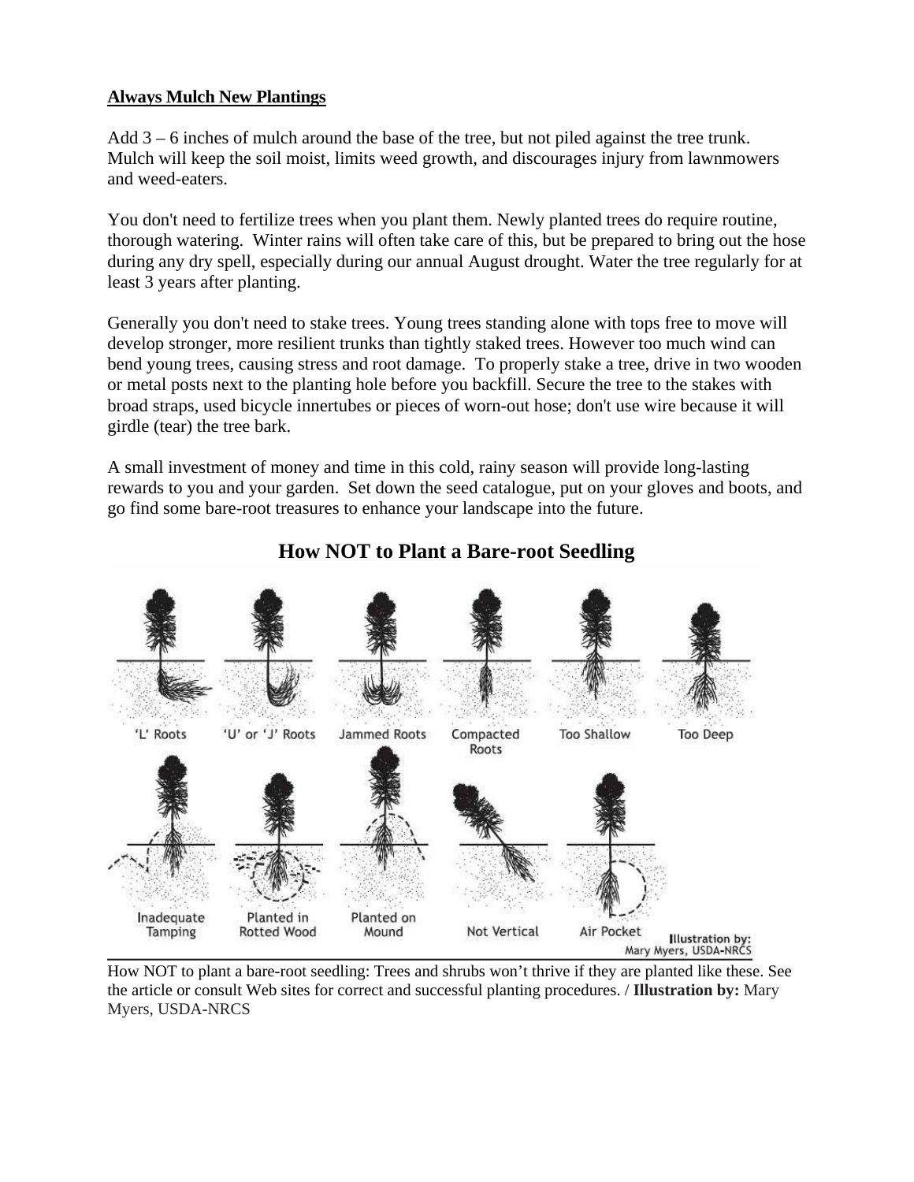**Always Mulch New Plantings**

Add 3 – 6 inches of mulch around the base of the tree, but not piled against the tree trunk. Mulch will keep the soil moist, limits weed growth, and discourages injury from lawnmowers and weed-eaters.

You don't need to fertilize trees when you plant them. Newly planted trees do require routine, thorough watering. Winter rains will often take care of this, but be prepared to bring out the hose during any dry spell, especially during our annual August drought. Water the tree regularly for at least 3 years after planting.

Generally you don't need to stake trees. Young trees standing alone with tops free to move will develop stronger, more resilient trunks than tightly staked trees. However too much wind can bend young trees, causing stress and root damage. To properly stake a tree, drive in two wooden or metal posts next to the planting hole before you backfill. Secure the tree to the stakes with broad straps, used bicycle innertubes or pieces of worn-out hose; don't use wire because it will girdle (tear) the tree bark.

A small investment of money and time in this cold, rainy season will provide long-lasting rewards to you and your garden. Set down the seed catalogue, put on your gloves and boots, and go find some bare-root treasures to enhance your landscape into the future.

## How NOT to Plant a Bare-root Seedling

How NOT to plant a bare-root seedling: Trees and shrubs won't thrive if they are planted like these. See the article or consult Web sites for correct and successful planting procedures. / **Illustration by:** Mary Myers, USDA-NRCS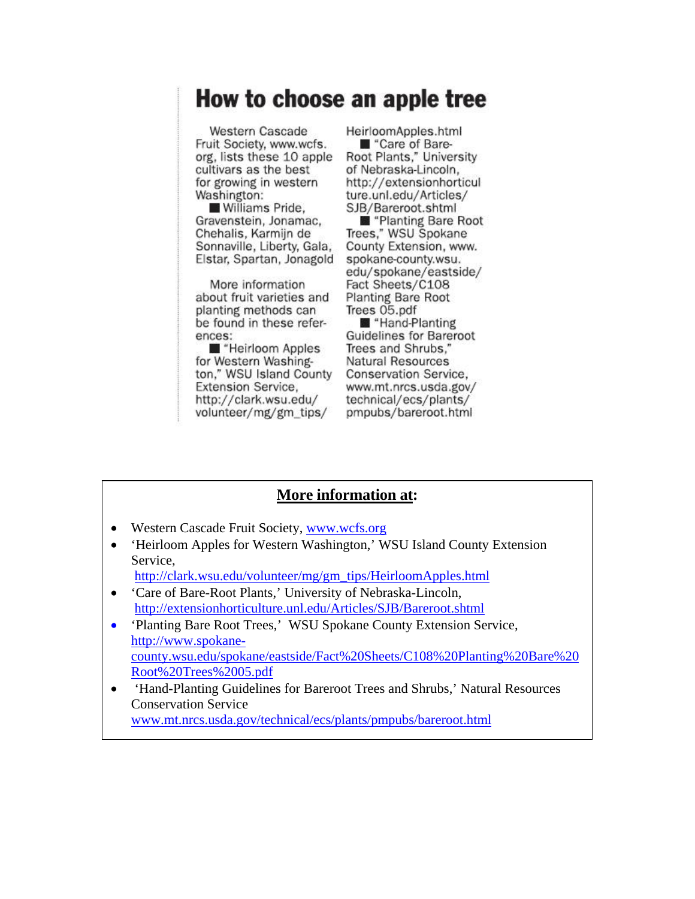# How to choose an apple tree

Western Cascade Fruit Society, www.wcfs.org, lists these 10 apple cultivars as the best for growing in western Washington:

- Williams Pride, Gravenstein, Jonamac, Chehalis, Karmijn de Sonnaville, Liberty, Gala, Elstar, Spartan, Jonagold

More information about fruit varieties and planting methods can be found in these references:

- "Heirloom Apples for Western Washington," WSU Island County Extension Service, http://clark.wsu.edu/volunteer/mg/gm_tips/HeirloomApples.html
- "Care of Bare-Root Plants," University of Nebraska-Lincoln, http://extensionhorticulture.unl.edu/Articles/SJB/Bareroot.shtml
- "Planting Bare Root Trees," WSU Spokane County Extension, www.spokane-county.wsu.edu/spokane/eastside/Fact Sheets/C108 Planting Bare Root Trees 05.pdf
- "Hand-Planting Guidelines for Bareroot Trees and Shrubs," Natural Resources Conservation Service, www.mt.nrcs.usda.gov/technical/ecs/plants/pmpubs/bareroot.html

---

## More information at:

- Western Cascade Fruit Society, www.wcfs.org
- 'Heirloom Apples for Western Washington,' WSU Island County Extension Service, http://clark.wsu.edu/volunteer/mg/gm_tips/HeirloomApples.html
- 'Care of Bare-Root Plants,' University of Nebraska-Lincoln, http://extensionhorticulture.unl.edu/Articles/SJB/Bareroot.shtml
- 'Planting Bare Root Trees,' WSU Spokane County Extension Service, http://www.spokane-county.wsu.edu/spokane/eastside/Fact%20Sheets/C108%20Planting%20Bare%20Root%20Trees%2005.pdf
- 'Hand-Planting Guidelines for Bareroot Trees and Shrubs,' Natural Resources Conservation Service www.mt.nrcs.usda.gov/technical/ecs/plants/pmpubs/bareroot.html